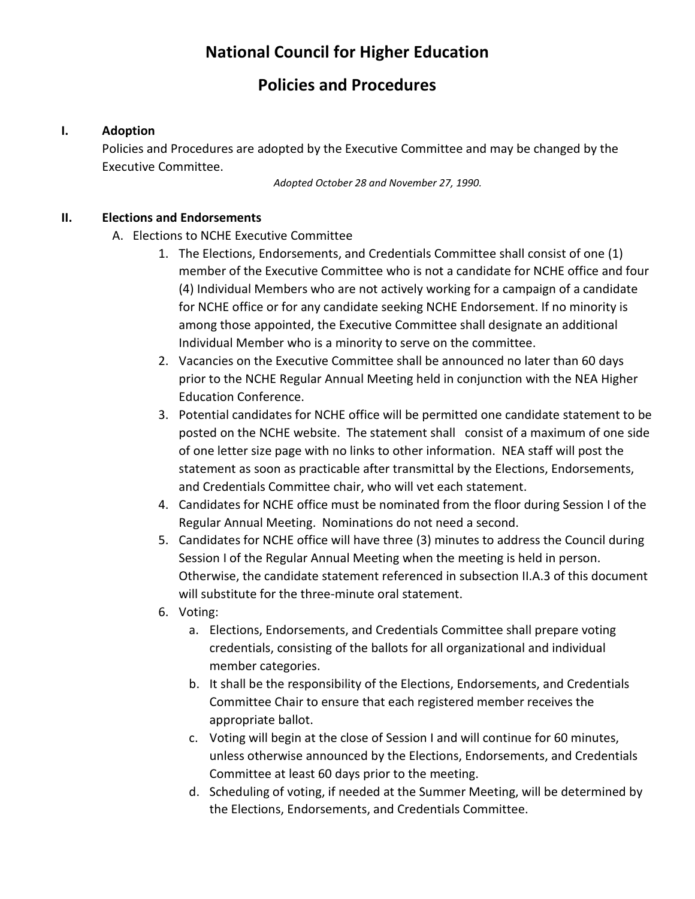# National Council for Higher Education

# Policies and Procedures

## I. Adoption

Policies and Procedures are adopted by the Executive Committee and may be changed by the Executive Committee.

*Adopted October 28 and November 27, 1990.*

## II. Elections and Endorsements

A. Elections to NCHE Executive Committee

1. The Elections, Endorsements, and Credentials Committee shall consist of one (1) member of the Executive Committee who is not a candidate for NCHE office and four (4) Individual Members who are not actively working for a campaign of a candidate for NCHE office or for any candidate seeking NCHE Endorsement. If no minority is among those appointed, the Executive Committee shall designate an additional Individual Member who is a minority to serve on the committee.
2. Vacancies on the Executive Committee shall be announced no later than 60 days prior to the NCHE Regular Annual Meeting held in conjunction with the NEA Higher Education Conference.
3. Potential candidates for NCHE office will be permitted one candidate statement to be posted on the NCHE website. The statement shall consist of a maximum of one side of one letter size page with no links to other information. NEA staff will post the statement as soon as practicable after transmittal by the Elections, Endorsements, and Credentials Committee chair, who will vet each statement.
4. Candidates for NCHE office must be nominated from the floor during Session I of the Regular Annual Meeting. Nominations do not need a second.
5. Candidates for NCHE office will have three (3) minutes to address the Council during Session I of the Regular Annual Meeting when the meeting is held in person. Otherwise, the candidate statement referenced in subsection II.A.3 of this document will substitute for the three-minute oral statement.
6. Voting:
   a. Elections, Endorsements, and Credentials Committee shall prepare voting credentials, consisting of the ballots for all organizational and individual member categories.
   b. It shall be the responsibility of the Elections, Endorsements, and Credentials Committee Chair to ensure that each registered member receives the appropriate ballot.
   c. Voting will begin at the close of Session I and will continue for 60 minutes, unless otherwise announced by the Elections, Endorsements, and Credentials Committee at least 60 days prior to the meeting.
   d. Scheduling of voting, if needed at the Summer Meeting, will be determined by the Elections, Endorsements, and Credentials Committee.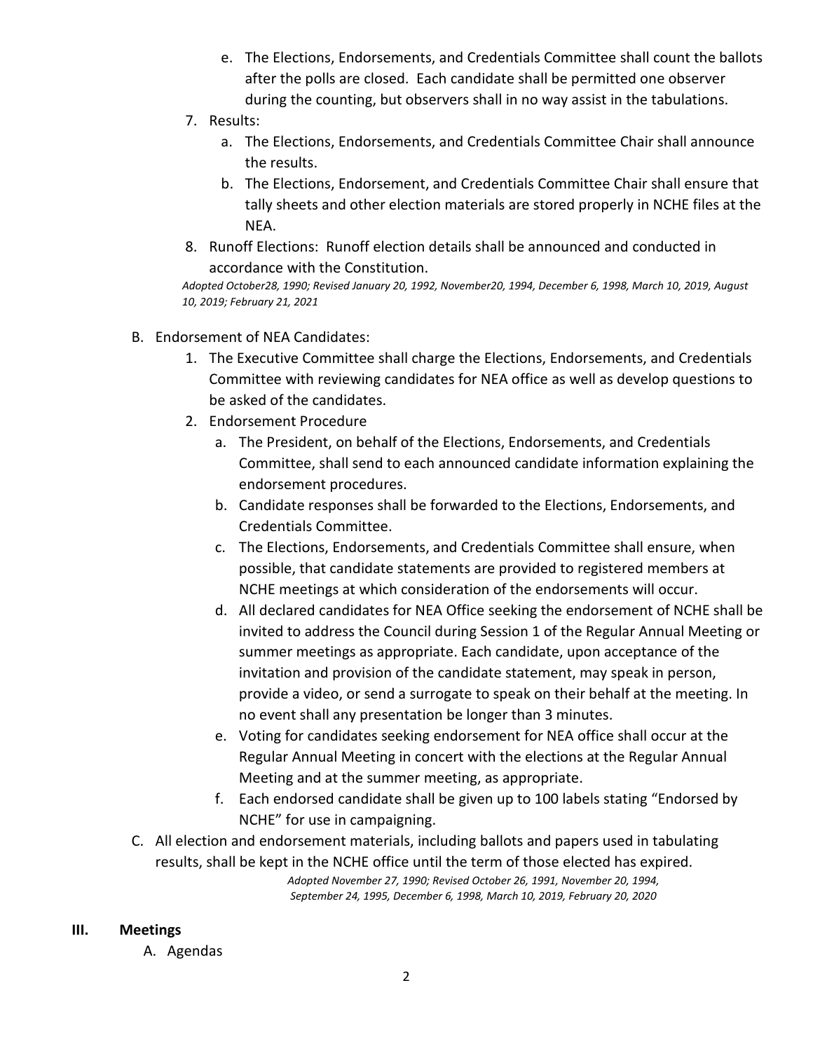e. The Elections, Endorsements, and Credentials Committee shall count the ballots after the polls are closed. Each candidate shall be permitted one observer during the counting, but observers shall in no way assist in the tabulations.

7. Results:
   a. The Elections, Endorsements, and Credentials Committee Chair shall announce the results.
   b. The Elections, Endorsement, and Credentials Committee Chair shall ensure that tally sheets and other election materials are stored properly in NCHE files at the NEA.
8. Runoff Elections: Runoff election details shall be announced and conducted in accordance with the Constitution.

*Adopted October28, 1990; Revised January 20, 1992, November20, 1994, December 6, 1998, March 10, 2019, August 10, 2019; February 21, 2021*

B. Endorsement of NEA Candidates:
   1. The Executive Committee shall charge the Elections, Endorsements, and Credentials Committee with reviewing candidates for NEA office as well as develop questions to be asked of the candidates.
   2. Endorsement Procedure
      a. The President, on behalf of the Elections, Endorsements, and Credentials Committee, shall send to each announced candidate information explaining the endorsement procedures.
      b. Candidate responses shall be forwarded to the Elections, Endorsements, and Credentials Committee.
      c. The Elections, Endorsements, and Credentials Committee shall ensure, when possible, that candidate statements are provided to registered members at NCHE meetings at which consideration of the endorsements will occur.
      d. All declared candidates for NEA Office seeking the endorsement of NCHE shall be invited to address the Council during Session 1 of the Regular Annual Meeting or summer meetings as appropriate. Each candidate, upon acceptance of the invitation and provision of the candidate statement, may speak in person, provide a video, or send a surrogate to speak on their behalf at the meeting. In no event shall any presentation be longer than 3 minutes.
      e. Voting for candidates seeking endorsement for NEA office shall occur at the Regular Annual Meeting in concert with the elections at the Regular Annual Meeting and at the summer meeting, as appropriate.
      f. Each endorsed candidate shall be given up to 100 labels stating "Endorsed by NCHE" for use in campaigning.

C. All election and endorsement materials, including ballots and papers used in tabulating results, shall be kept in the NCHE office until the term of those elected has expired.

*Adopted November 27, 1990; Revised October 26, 1991, November 20, 1994, September 24, 1995, December 6, 1998, March 10, 2019, February 20, 2020*

## III. Meetings

A. Agendas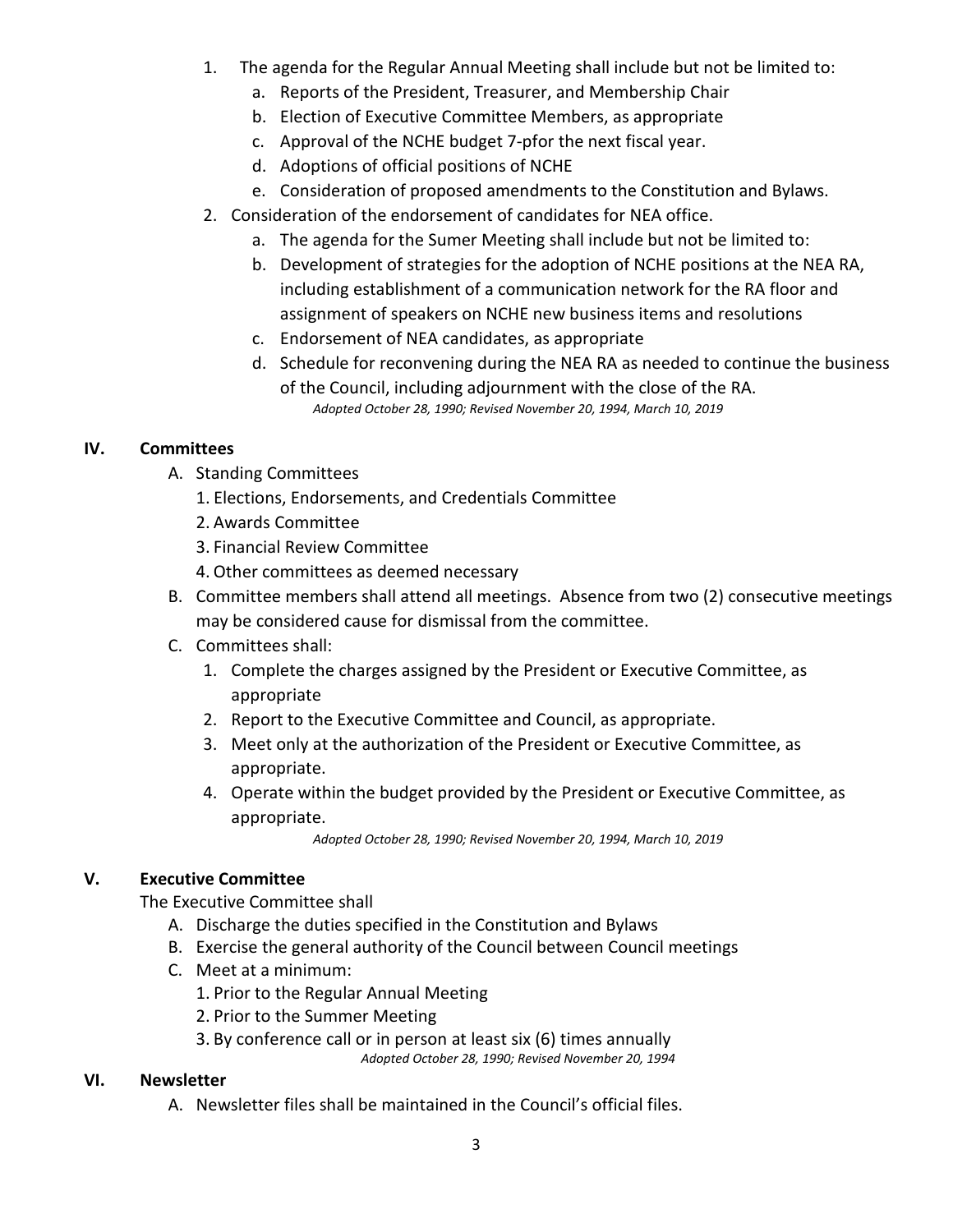1. The agenda for the Regular Annual Meeting shall include but not be limited to:
    a. Reports of the President, Treasurer, and Membership Chair
    b. Election of Executive Committee Members, as appropriate
    c. Approval of the NCHE budget 7-pfor the next fiscal year.
    d. Adoptions of official positions of NCHE
    e. Consideration of proposed amendments to the Constitution and Bylaws.
2. Consideration of the endorsement of candidates for NEA office.
    a. The agenda for the Sumer Meeting shall include but not be limited to:
    b. Development of strategies for the adoption of NCHE positions at the NEA RA, including establishment of a communication network for the RA floor and assignment of speakers on NCHE new business items and resolutions
    c. Endorsement of NEA candidates, as appropriate
    d. Schedule for reconvening during the NEA RA as needed to continue the business of the Council, including adjournment with the close of the RA.

*Adopted October 28, 1990; Revised November 20, 1994, March 10, 2019*

## IV. Committees

A. Standing Committees
    1. Elections, Endorsements, and Credentials Committee
    2. Awards Committee
    3. Financial Review Committee
    4. Other committees as deemed necessary

B. Committee members shall attend all meetings. Absence from two (2) consecutive meetings may be considered cause for dismissal from the committee.

C. Committees shall:
    1. Complete the charges assigned by the President or Executive Committee, as appropriate
    2. Report to the Executive Committee and Council, as appropriate.
    3. Meet only at the authorization of the President or Executive Committee, as appropriate.
    4. Operate within the budget provided by the President or Executive Committee, as appropriate.

*Adopted October 28, 1990; Revised November 20, 1994, March 10, 2019*

## V. Executive Committee

The Executive Committee shall

A. Discharge the duties specified in the Constitution and Bylaws

B. Exercise the general authority of the Council between Council meetings

C. Meet at a minimum:
    1. Prior to the Regular Annual Meeting
    2. Prior to the Summer Meeting
    3. By conference call or in person at least six (6) times annually

*Adopted October 28, 1990; Revised November 20, 1994*

## VI. Newsletter

A. Newsletter files shall be maintained in the Council's official files.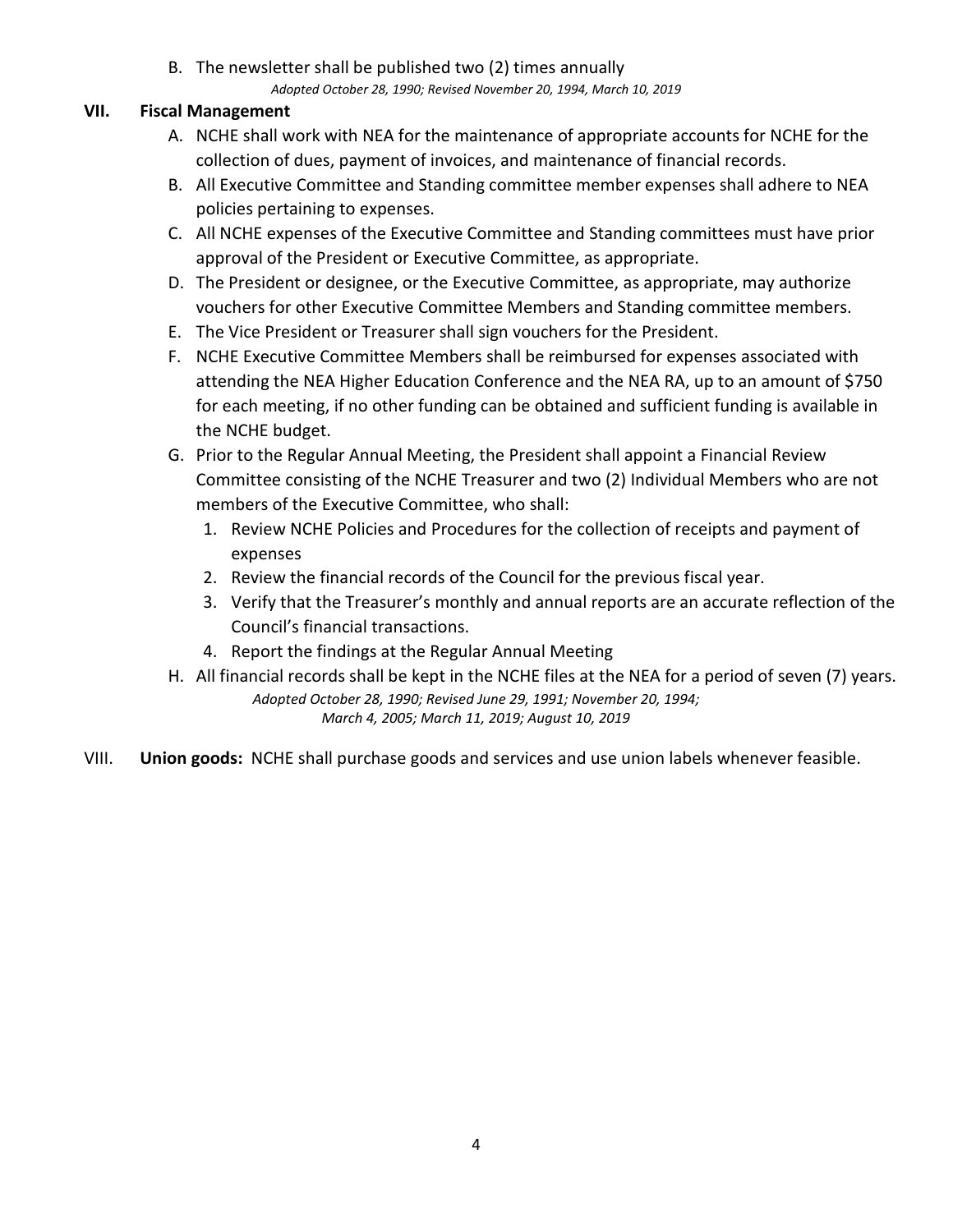B. The newsletter shall be published two (2) times annually

*Adopted October 28, 1990; Revised November 20, 1994, March 10, 2019*

## VII. Fiscal Management

A. NCHE shall work with NEA for the maintenance of appropriate accounts for NCHE for the collection of dues, payment of invoices, and maintenance of financial records.

B. All Executive Committee and Standing committee member expenses shall adhere to NEA policies pertaining to expenses.

C. All NCHE expenses of the Executive Committee and Standing committees must have prior approval of the President or Executive Committee, as appropriate.

D. The President or designee, or the Executive Committee, as appropriate, may authorize vouchers for other Executive Committee Members and Standing committee members.

E. The Vice President or Treasurer shall sign vouchers for the President.

F. NCHE Executive Committee Members shall be reimbursed for expenses associated with attending the NEA Higher Education Conference and the NEA RA, up to an amount of $750 for each meeting, if no other funding can be obtained and sufficient funding is available in the NCHE budget.

G. Prior to the Regular Annual Meeting, the President shall appoint a Financial Review Committee consisting of the NCHE Treasurer and two (2) Individual Members who are not members of the Executive Committee, who shall:

1. Review NCHE Policies and Procedures for the collection of receipts and payment of expenses
2. Review the financial records of the Council for the previous fiscal year.
3. Verify that the Treasurer's monthly and annual reports are an accurate reflection of the Council's financial transactions.
4. Report the findings at the Regular Annual Meeting

H. All financial records shall be kept in the NCHE files at the NEA for a period of seven (7) years.

*Adopted October 28, 1990; Revised June 29, 1991; November 20, 1994; March 4, 2005; March 11, 2019; August 10, 2019*

VIII. **Union goods:** NCHE shall purchase goods and services and use union labels whenever feasible.